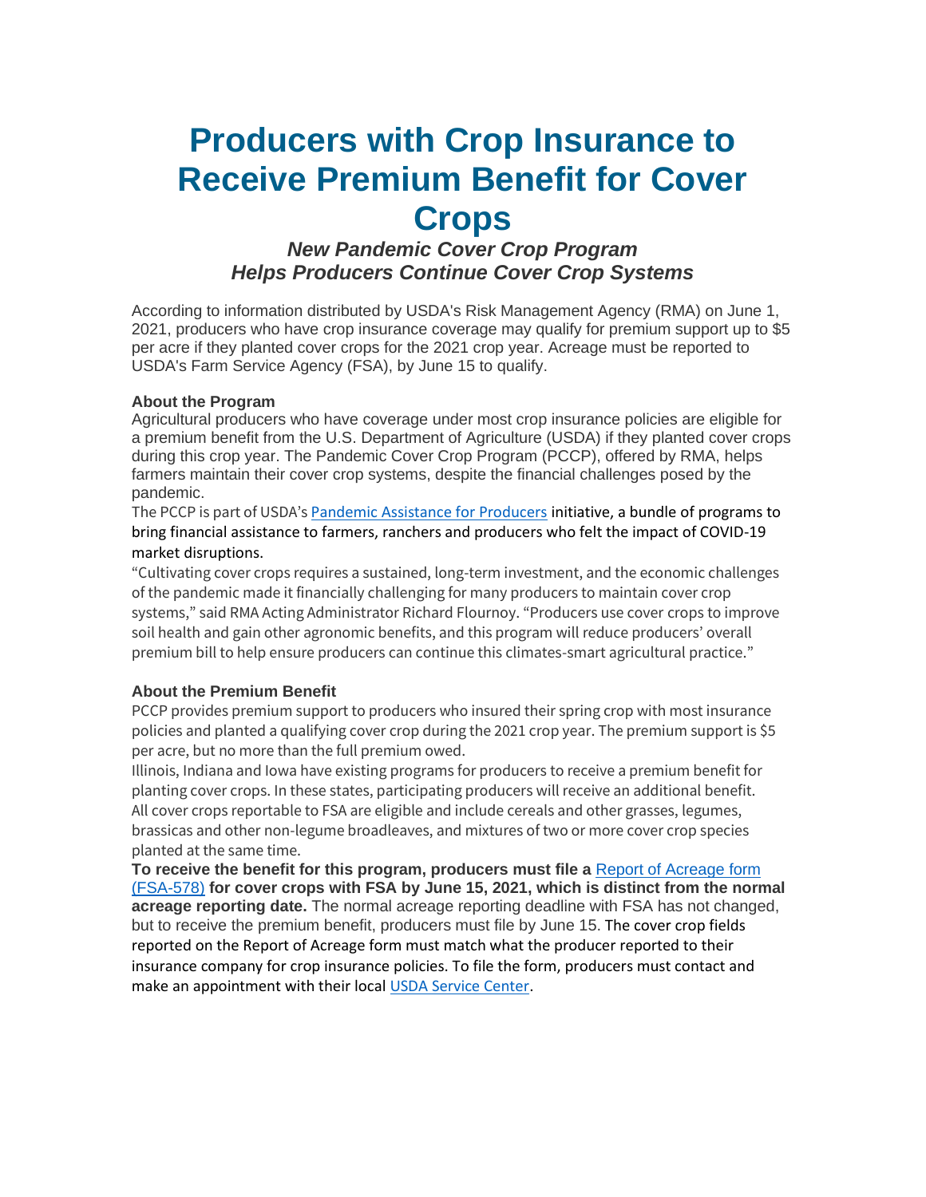# Producers with Crop Insurance to Receive Premium Benefit for Cover Crops

### *New Pandemic Cover Crop Program Helps Producers Continue Cover Crop Systems*

According to information distributed by USDA's Risk Management Agency (RMA) on June 1, 2021, producers who have crop insurance coverage may qualify for premium support up to $5 per acre if they planted cover crops for the 2021 crop year. Acreage must be reported to USDA's Farm Service Agency (FSA), by June 15 to qualify.

**About the Program**

Agricultural producers who have coverage under most crop insurance policies are eligible for a premium benefit from the U.S. Department of Agriculture (USDA) if they planted cover crops during this crop year. The Pandemic Cover Crop Program (PCCP), offered by RMA, helps farmers maintain their cover crop systems, despite the financial challenges posed by the pandemic.

The PCCP is part of USDA's Pandemic Assistance for Producers initiative, a bundle of programs to bring financial assistance to farmers, ranchers and producers who felt the impact of COVID-19 market disruptions.

"Cultivating cover crops requires a sustained, long-term investment, and the economic challenges of the pandemic made it financially challenging for many producers to maintain cover crop systems," said RMA Acting Administrator Richard Flournoy. "Producers use cover crops to improve soil health and gain other agronomic benefits, and this program will reduce producers' overall premium bill to help ensure producers can continue this climates-smart agricultural practice."

**About the Premium Benefit**

PCCP provides premium support to producers who insured their spring crop with most insurance policies and planted a qualifying cover crop during the 2021 crop year. The premium support is $5 per acre, but no more than the full premium owed.

Illinois, Indiana and Iowa have existing programs for producers to receive a premium benefit for planting cover crops. In these states, participating producers will receive an additional benefit.

All cover crops reportable to FSA are eligible and include cereals and other grasses, legumes, brassicas and other non-legume broadleaves, and mixtures of two or more cover crop species planted at the same time.

**To receive the benefit for this program, producers must file a Report of Acreage form (FSA-578) for cover crops with FSA by June 15, 2021, which is distinct from the normal acreage reporting date.** The normal acreage reporting deadline with FSA has not changed, but to receive the premium benefit, producers must file by June 15. The cover crop fields reported on the Report of Acreage form must match what the producer reported to their insurance company for crop insurance policies. To file the form, producers must contact and make an appointment with their local USDA Service Center.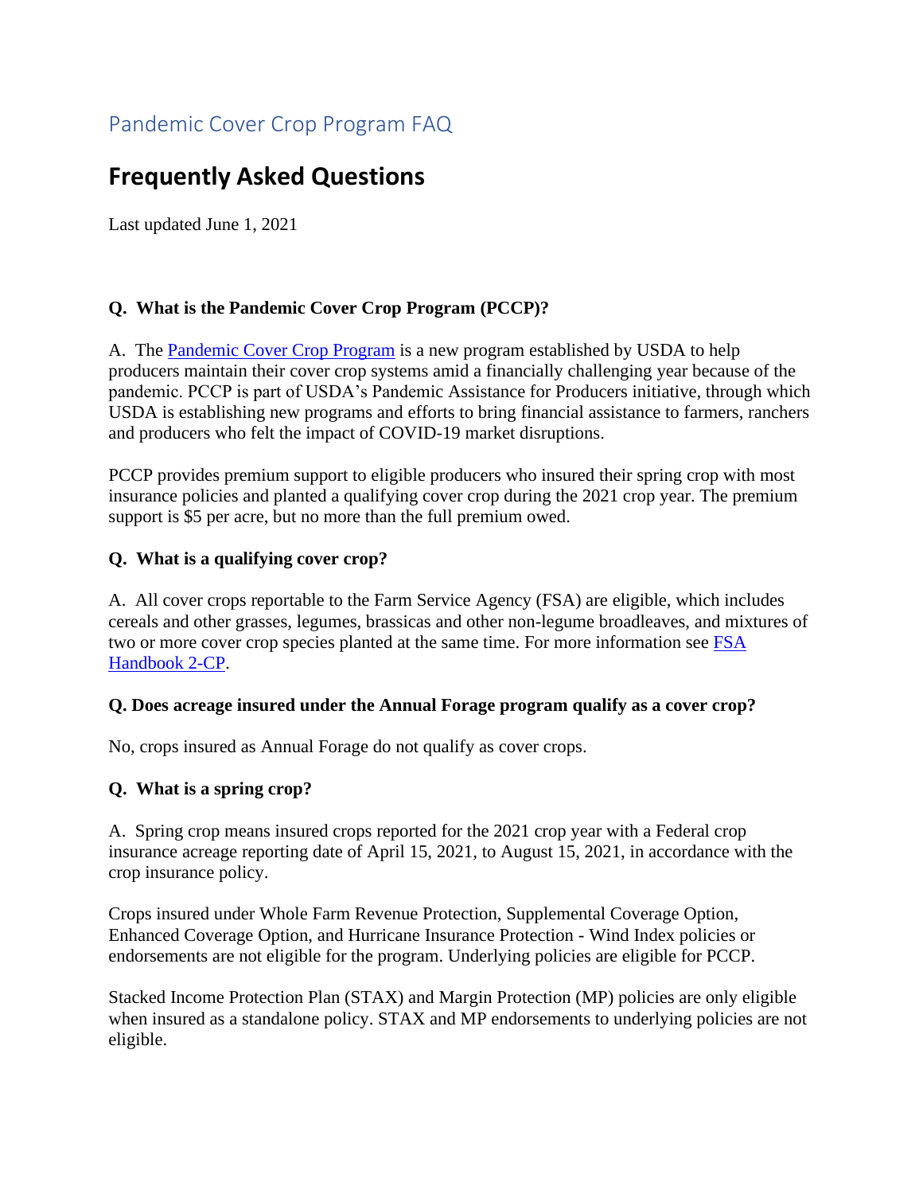## Pandemic Cover Crop Program FAQ

# Frequently Asked Questions

Last updated June 1, 2021

**Q. What is the Pandemic Cover Crop Program (PCCP)?**

A. The Pandemic Cover Crop Program is a new program established by USDA to help producers maintain their cover crop systems amid a financially challenging year because of the pandemic. PCCP is part of USDA's Pandemic Assistance for Producers initiative, through which USDA is establishing new programs and efforts to bring financial assistance to farmers, ranchers and producers who felt the impact of COVID-19 market disruptions.

PCCP provides premium support to eligible producers who insured their spring crop with most insurance policies and planted a qualifying cover crop during the 2021 crop year. The premium support is $5 per acre, but no more than the full premium owed.

**Q. What is a qualifying cover crop?**

A. All cover crops reportable to the Farm Service Agency (FSA) are eligible, which includes cereals and other grasses, legumes, brassicas and other non-legume broadleaves, and mixtures of two or more cover crop species planted at the same time. For more information see FSA Handbook 2-CP.

**Q. Does acreage insured under the Annual Forage program qualify as a cover crop?**

No, crops insured as Annual Forage do not qualify as cover crops.

**Q. What is a spring crop?**

A. Spring crop means insured crops reported for the 2021 crop year with a Federal crop insurance acreage reporting date of April 15, 2021, to August 15, 2021, in accordance with the crop insurance policy.

Crops insured under Whole Farm Revenue Protection, Supplemental Coverage Option, Enhanced Coverage Option, and Hurricane Insurance Protection - Wind Index policies or endorsements are not eligible for the program. Underlying policies are eligible for PCCP.

Stacked Income Protection Plan (STAX) and Margin Protection (MP) policies are only eligible when insured as a standalone policy. STAX and MP endorsements to underlying policies are not eligible.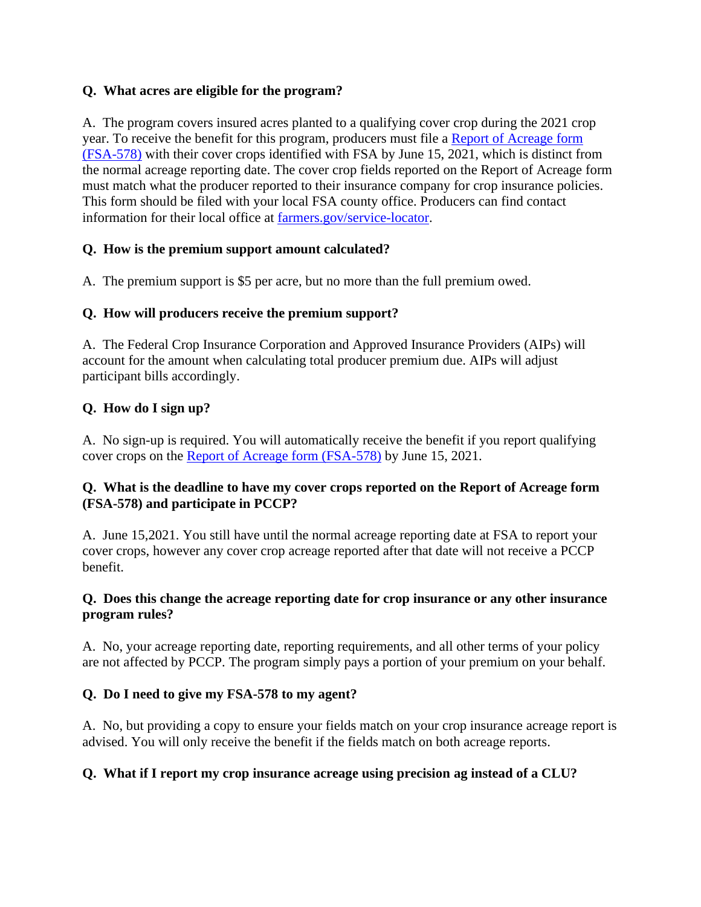**Q. What acres are eligible for the program?**

A. The program covers insured acres planted to a qualifying cover crop during the 2021 crop year. To receive the benefit for this program, producers must file a [Report of Acreage form (FSA-578)] with their cover crops identified with FSA by June 15, 2021, which is distinct from the normal acreage reporting date. The cover crop fields reported on the Report of Acreage form must match what the producer reported to their insurance company for crop insurance policies. This form should be filed with your local FSA county office. Producers can find contact information for their local office at farmers.gov/service-locator.

**Q. How is the premium support amount calculated?**

A. The premium support is $5 per acre, but no more than the full premium owed.

**Q. How will producers receive the premium support?**

A. The Federal Crop Insurance Corporation and Approved Insurance Providers (AIPs) will account for the amount when calculating total producer premium due. AIPs will adjust participant bills accordingly.

**Q. How do I sign up?**

A. No sign-up is required. You will automatically receive the benefit if you report qualifying cover crops on the Report of Acreage form (FSA-578) by June 15, 2021.

**Q. What is the deadline to have my cover crops reported on the Report of Acreage form (FSA-578) and participate in PCCP?**

A. June 15,2021. You still have until the normal acreage reporting date at FSA to report your cover crops, however any cover crop acreage reported after that date will not receive a PCCP benefit.

**Q. Does this change the acreage reporting date for crop insurance or any other insurance program rules?**

A. No, your acreage reporting date, reporting requirements, and all other terms of your policy are not affected by PCCP. The program simply pays a portion of your premium on your behalf.

**Q. Do I need to give my FSA-578 to my agent?**

A. No, but providing a copy to ensure your fields match on your crop insurance acreage report is advised. You will only receive the benefit if the fields match on both acreage reports.

**Q. What if I report my crop insurance acreage using precision ag instead of a CLU?**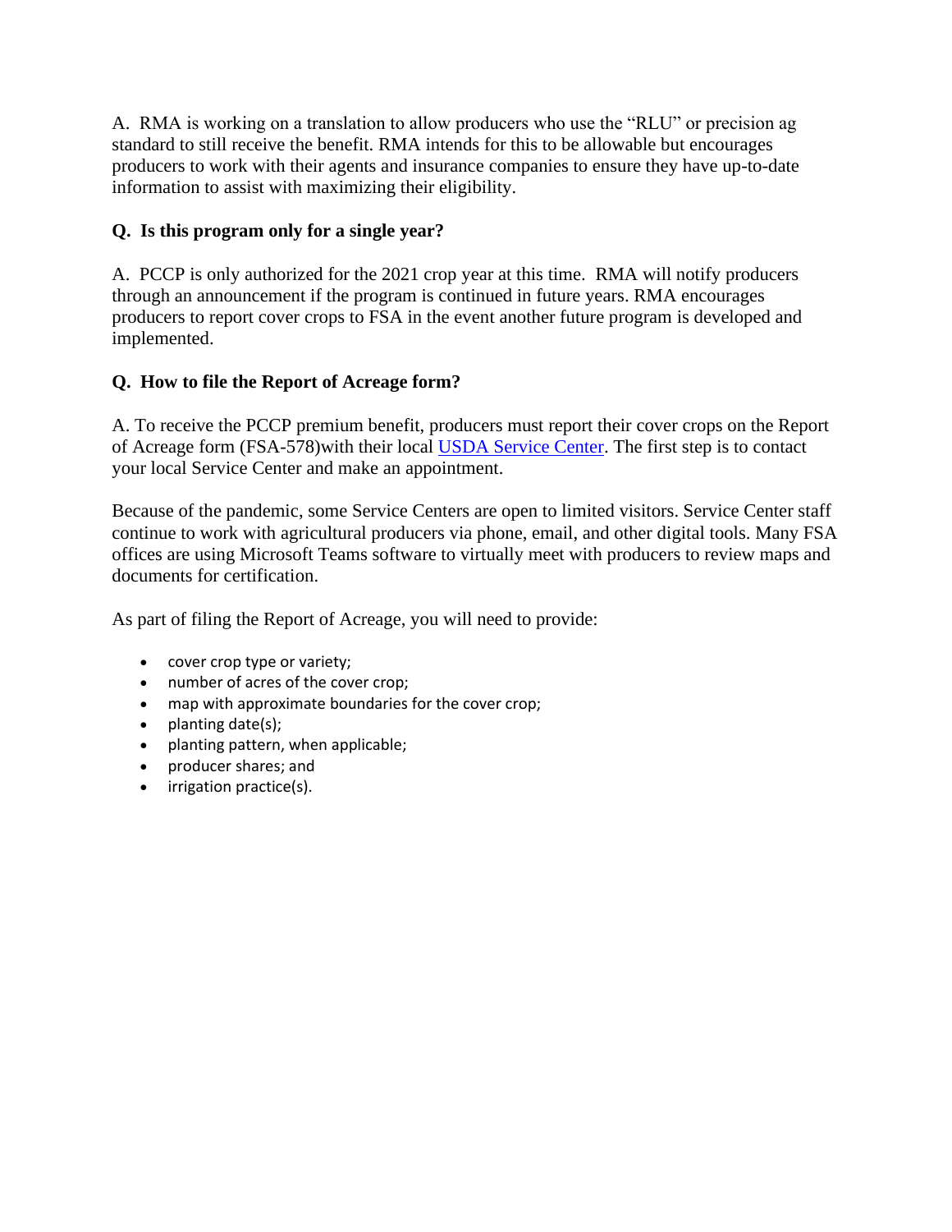A. RMA is working on a translation to allow producers who use the "RLU" or precision ag standard to still receive the benefit. RMA intends for this to be allowable but encourages producers to work with their agents and insurance companies to ensure they have up-to-date information to assist with maximizing their eligibility.

**Q. Is this program only for a single year?**

A. PCCP is only authorized for the 2021 crop year at this time. RMA will notify producers through an announcement if the program is continued in future years. RMA encourages producers to report cover crops to FSA in the event another future program is developed and implemented.

**Q. How to file the Report of Acreage form?**

A. To receive the PCCP premium benefit, producers must report their cover crops on the Report of Acreage form (FSA-578)with their local USDA Service Center. The first step is to contact your local Service Center and make an appointment.

Because of the pandemic, some Service Centers are open to limited visitors. Service Center staff continue to work with agricultural producers via phone, email, and other digital tools. Many FSA offices are using Microsoft Teams software to virtually meet with producers to review maps and documents for certification.

As part of filing the Report of Acreage, you will need to provide:

- cover crop type or variety;
- number of acres of the cover crop;
- map with approximate boundaries for the cover crop;
- planting date(s);
- planting pattern, when applicable;
- producer shares; and
- irrigation practice(s).